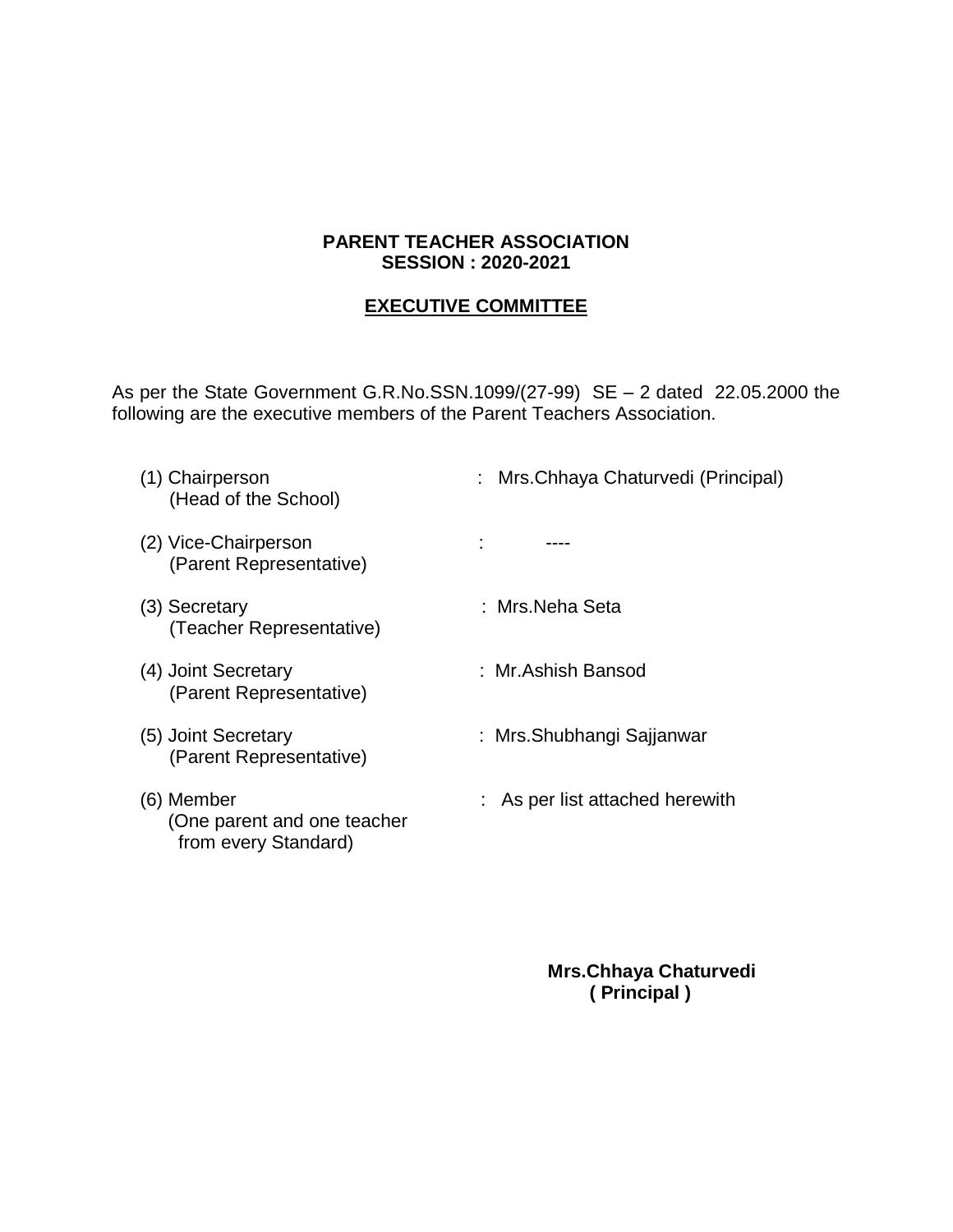**PARENT TEACHER ASSOCIATION**
**SESSION : 2020-2021**

**EXECUTIVE COMMITTEE**

As per the State Government G.R.No.SSN.1099/(27-99) SE – 2 dated 22.05.2000 the following are the executive members of the Parent Teachers Association.

| Position | | Name |
|---|---|---|
| (1) Chairperson (Head of the School) | : | Mrs.Chhaya Chaturvedi (Principal) |
| (2) Vice-Chairperson (Parent Representative) | : | ---- |
| (3) Secretary (Teacher Representative) | : | Mrs.Neha Seta |
| (4) Joint Secretary (Parent Representative) | : | Mr.Ashish Bansod |
| (5) Joint Secretary (Parent Representative) | : | Mrs.Shubhangi Sajjanwar |
| (6) Member (One parent and one teacher from every Standard) | : | As per list attached herewith |

**Mrs.Chhaya Chaturvedi**
**( Principal )**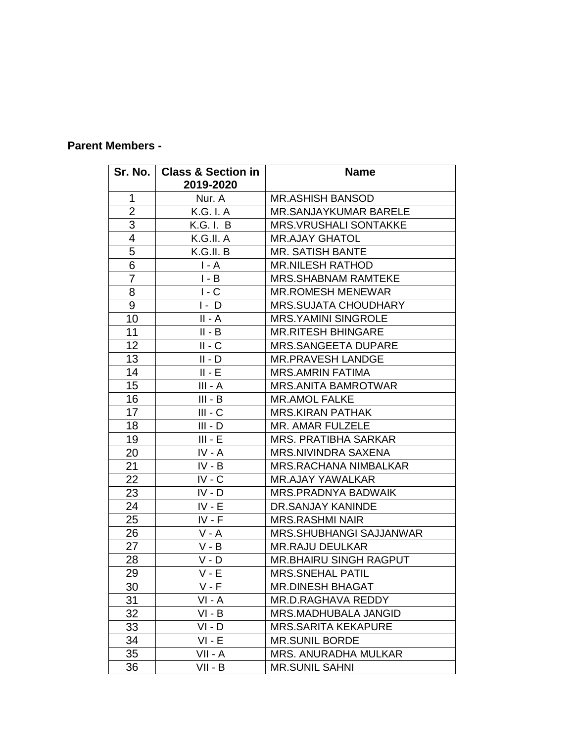**Parent Members -**

| Sr. No. | Class & Section in 2019-2020 | Name |
|---|---|---|
| 1 | Nur. A | MR.ASHISH BANSOD |
| 2 | K.G. I. A | MR.SANJAYKUMAR BARELE |
| 3 | K.G. I. B | MRS.VRUSHALI SONTAKKE |
| 4 | K.G.II. A | MR.AJAY GHATOL |
| 5 | K.G.II. B | MR. SATISH BANTE |
| 6 | I - A | MR.NILESH RATHOD |
| 7 | I - B | MRS.SHABNAM RAMTEKE |
| 8 | I - C | MR.ROMESH MENEWAR |
| 9 | I - D | MRS.SUJATA CHOUDHARY |
| 10 | II - A | MRS.YAMINI SINGROLE |
| 11 | II - B | MR.RITESH BHINGARE |
| 12 | II - C | MRS.SANGEETA DUPARE |
| 13 | II - D | MR.PRAVESH LANDGE |
| 14 | II - E | MRS.AMRIN FATIMA |
| 15 | III - A | MRS.ANITA BAMROTWAR |
| 16 | III - B | MR.AMOL FALKE |
| 17 | III - C | MRS.KIRAN PATHAK |
| 18 | III - D | MR. AMAR FULZELE |
| 19 | III - E | MRS. PRATIBHA SARKAR |
| 20 | IV - A | MRS.NIVINDRA SAXENA |
| 21 | IV - B | MRS.RACHANA NIMBALKAR |
| 22 | IV - C | MR.AJAY YAWALKAR |
| 23 | IV - D | MRS.PRADNYA BADWAIK |
| 24 | IV - E | DR.SANJAY KANINDE |
| 25 | IV - F | MRS.RASHMI NAIR |
| 26 | V - A | MRS.SHUBHANGI SAJJANWAR |
| 27 | V - B | MR.RAJU DEULKAR |
| 28 | V - D | MR.BHAIRU SINGH RAGPUT |
| 29 | V - E | MRS.SNEHAL PATIL |
| 30 | V - F | MR.DINESH BHAGAT |
| 31 | VI - A | MR.D.RAGHAVA REDDY |
| 32 | VI - B | MRS.MADHUBALA JANGID |
| 33 | VI - D | MRS.SARITA KEKAPURE |
| 34 | VI - E | MR.SUNIL BORDE |
| 35 | VII - A | MRS. ANURADHA MULKAR |
| 36 | VII - B | MR.SUNIL SAHNI |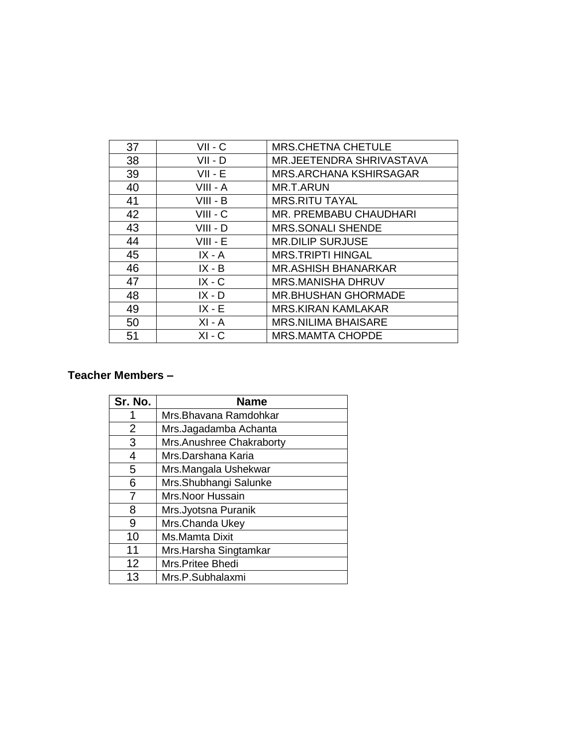| | | |
|---|---|---|
| 37 | VII - C | MRS.CHETNA CHETULE |
| 38 | VII - D | MR.JEETENDRA SHRIVASTAVA |
| 39 | VII - E | MRS.ARCHANA KSHIRSAGAR |
| 40 | VIII - A | MR.T.ARUN |
| 41 | VIII - B | MRS.RITU TAYAL |
| 42 | VIII - C | MR. PREMBABU CHAUDHARI |
| 43 | VIII - D | MRS.SONALI SHENDE |
| 44 | VIII - E | MR.DILIP SURJUSE |
| 45 | IX - A | MRS.TRIPTI HINGAL |
| 46 | IX - B | MR.ASHISH BHANARKAR |
| 47 | IX - C | MRS.MANISHA DHRUV |
| 48 | IX - D | MR.BHUSHAN GHORMADE |
| 49 | IX - E | MRS.KIRAN KAMLAKAR |
| 50 | XI - A | MRS.NILIMA BHAISARE |
| 51 | XI - C | MRS.MAMTA CHOPDE |

**Teacher Members –**

| Sr. No. | Name |
|---|---|
| 1 | Mrs.Bhavana Ramdohkar |
| 2 | Mrs.Jagadamba Achanta |
| 3 | Mrs.Anushree Chakraborty |
| 4 | Mrs.Darshana Karia |
| 5 | Mrs.Mangala Ushekwar |
| 6 | Mrs.Shubhangi Salunke |
| 7 | Mrs.Noor Hussain |
| 8 | Mrs.Jyotsna Puranik |
| 9 | Mrs.Chanda Ukey |
| 10 | Ms.Mamta Dixit |
| 11 | Mrs.Harsha Singtamkar |
| 12 | Mrs.Pritee Bhedi |
| 13 | Mrs.P.Subhalaxmi |